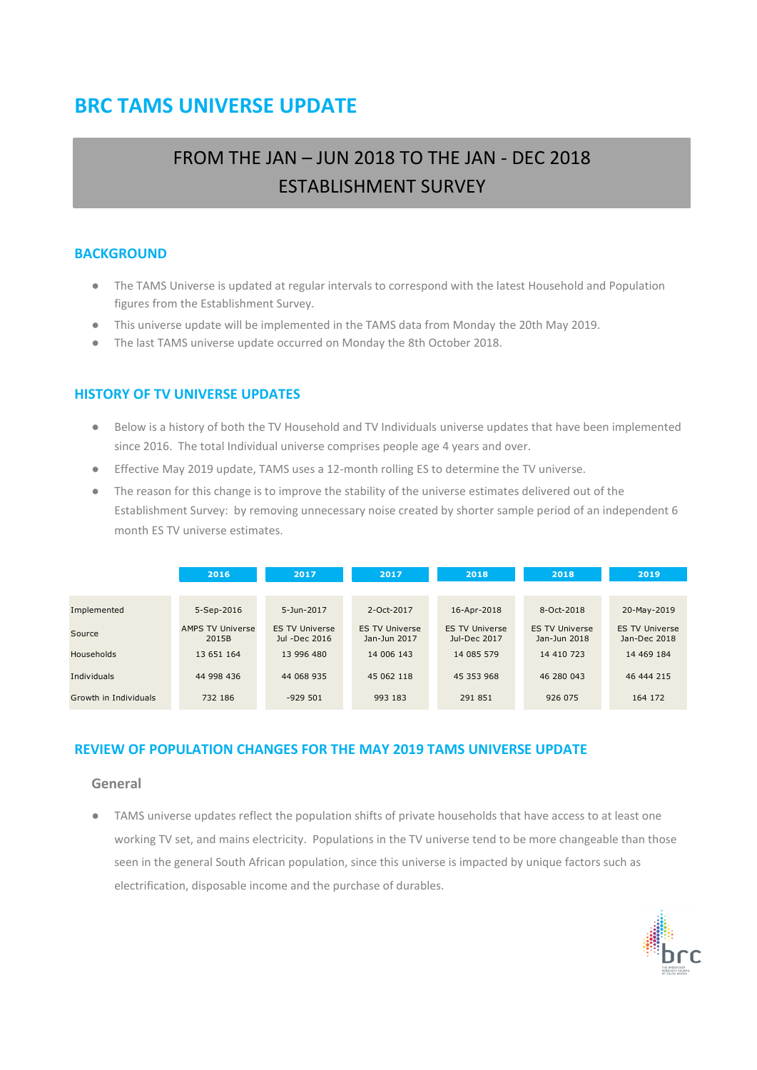# BRC TAMS UNIVERSE UPDATE

## FROM THE JAN – JUN 2018 TO THE JAN - DEC 2018 ESTABLISHMENT SURVEY

## BACKGROUND

- The TAMS Universe is updated at regular intervals to correspond with the latest Household and Population figures from the Establishment Survey.
- This universe update will be implemented in the TAMS data from Monday the 20th May 2019.
- The last TAMS universe update occurred on Monday the 8th October 2018.

## HISTORY OF TV UNIVERSE UPDATES

- Below is a history of both the TV Household and TV Individuals universe updates that have been implemented since 2016. The total Individual universe comprises people age 4 years and over.
- Effective May 2019 update, TAMS uses a 12-month rolling ES to determine the TV universe.
- The reason for this change is to improve the stability of the universe estimates delivered out of the Establishment Survey: by removing unnecessary noise created by shorter sample period of an independent 6 month ES TV universe estimates.

| | 2016 | 2017 | 2017 | 2018 | 2018 | 2019 |
|---|---|---|---|---|---|---|
| Implemented | 5-Sep-2016 | 5-Jun-2017 | 2-Oct-2017 | 16-Apr-2018 | 8-Oct-2018 | 20-May-2019 |
| Source | AMPS TV Universe 2015B | ES TV Universe Jul -Dec 2016 | ES TV Universe Jan-Jun 2017 | ES TV Universe Jul-Dec 2017 | ES TV Universe Jan-Jun 2018 | ES TV Universe Jan-Dec 2018 |
| Households | 13 651 164 | 13 996 480 | 14 006 143 | 14 085 579 | 14 410 723 | 14 469 184 |
| Individuals | 44 998 436 | 44 068 935 | 45 062 118 | 45 353 968 | 46 280 043 | 46 444 215 |
| Growth in Individuals | 732 186 | -929 501 | 993 183 | 291 851 | 926 075 | 164 172 |

## REVIEW OF POPULATION CHANGES FOR THE MAY 2019 TAMS UNIVERSE UPDATE

### General

- TAMS universe updates reflect the population shifts of private households that have access to at least one working TV set, and mains electricity. Populations in the TV universe tend to be more changeable than those seen in the general South African population, since this universe is impacted by unique factors such as electrification, disposable income and the purchase of durables.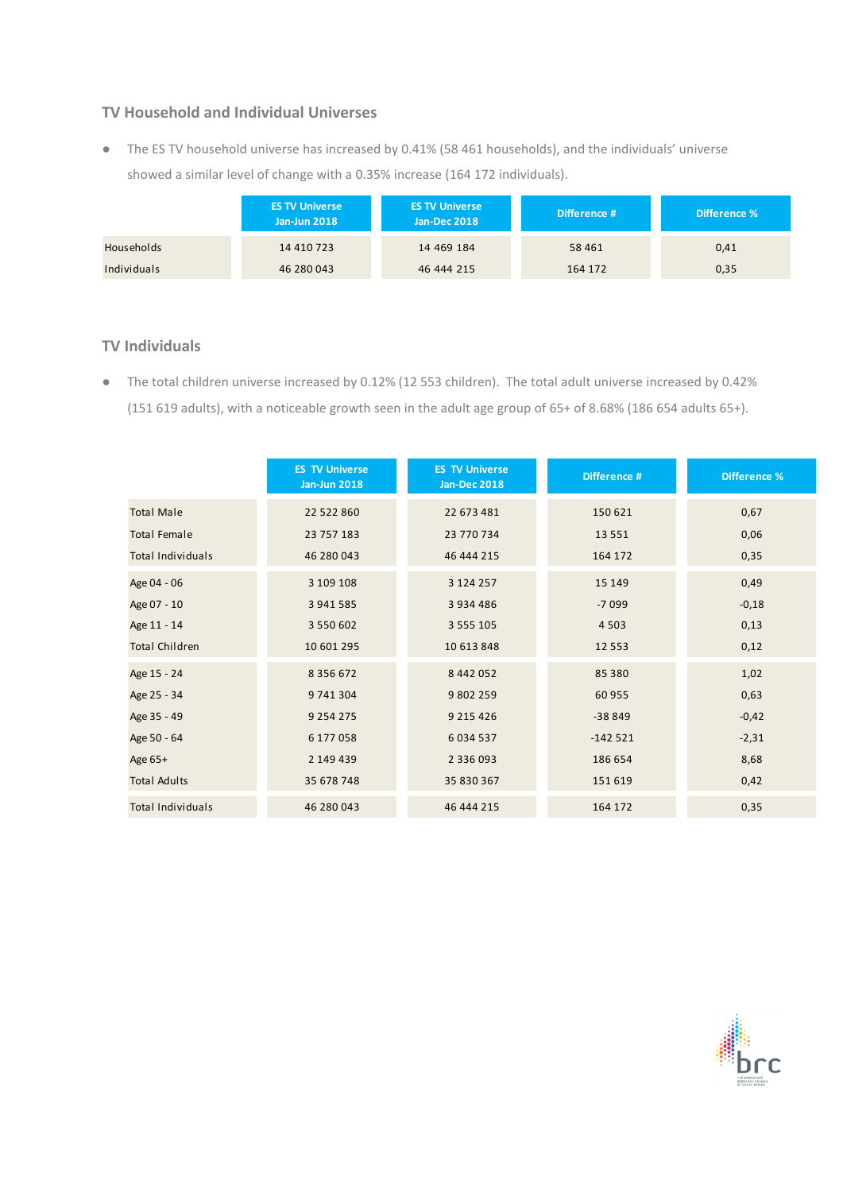## TV Household and Individual Universes

- The ES TV household universe has increased by 0.41% (58 461 households), and the individuals' universe showed a similar level of change with a 0.35% increase (164 172 individuals).

| | ES TV Universe Jan-Jun 2018 | ES TV Universe Jan-Dec 2018 | Difference # | Difference % |
|---|---|---|---|---|
| Households | 14 410 723 | 14 469 184 | 58 461 | 0,41 |
| Individuals | 46 280 043 | 46 444 215 | 164 172 | 0,35 |

## TV Individuals

- The total children universe increased by 0.12% (12 553 children). The total adult universe increased by 0.42% (151 619 adults), with a noticeable growth seen in the adult age group of 65+ of 8.68% (186 654 adults 65+).

| | ES TV Universe Jan-Jun 2018 | ES TV Universe Jan-Dec 2018 | Difference # | Difference % |
|---|---|---|---|---|
| Total Male | 22 522 860 | 22 673 481 | 150 621 | 0,67 |
| Total Female | 23 757 183 | 23 770 734 | 13 551 | 0,06 |
| Total Individuals | 46 280 043 | 46 444 215 | 164 172 | 0,35 |
| Age 04 - 06 | 3 109 108 | 3 124 257 | 15 149 | 0,49 |
| Age 07 - 10 | 3 941 585 | 3 934 486 | -7 099 | -0,18 |
| Age 11 - 14 | 3 550 602 | 3 555 105 | 4 503 | 0,13 |
| Total Children | 10 601 295 | 10 613 848 | 12 553 | 0,12 |
| Age 15 - 24 | 8 356 672 | 8 442 052 | 85 380 | 1,02 |
| Age 25 - 34 | 9 741 304 | 9 802 259 | 60 955 | 0,63 |
| Age 35 - 49 | 9 254 275 | 9 215 426 | -38 849 | -0,42 |
| Age 50 - 64 | 6 177 058 | 6 034 537 | -142 521 | -2,31 |
| Age 65+ | 2 149 439 | 2 336 093 | 186 654 | 8,68 |
| Total Adults | 35 678 748 | 35 830 367 | 151 619 | 0,42 |
| Total Individuals | 46 280 043 | 46 444 215 | 164 172 | 0,35 |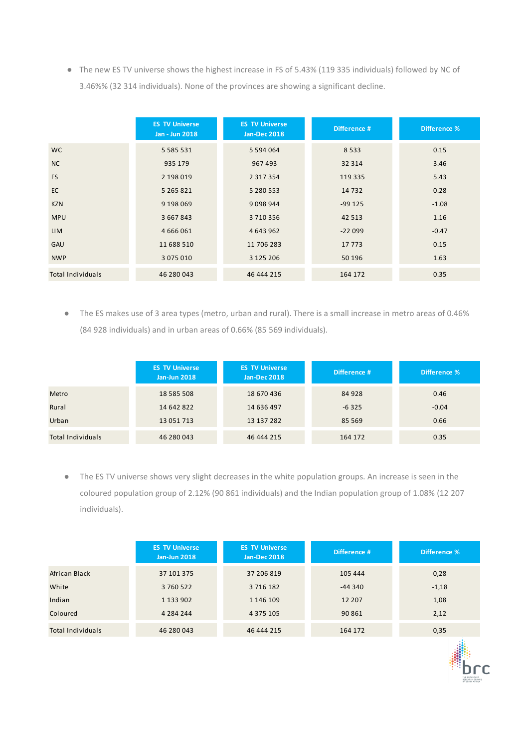- The new ES TV universe shows the highest increase in FS of 5.43% (119 335 individuals) followed by NC of 3.46%% (32 314 individuals). None of the provinces are showing a significant decline.

| | ES TV Universe Jan - Jun 2018 | ES TV Universe Jan-Dec 2018 | Difference # | Difference % |
|---|---|---|---|---|
| WC | 5 585 531 | 5 594 064 | 8 533 | 0.15 |
| NC | 935 179 | 967 493 | 32 314 | 3.46 |
| FS | 2 198 019 | 2 317 354 | 119 335 | 5.43 |
| EC | 5 265 821 | 5 280 553 | 14 732 | 0.28 |
| KZN | 9 198 069 | 9 098 944 | -99 125 | -1.08 |
| MPU | 3 667 843 | 3 710 356 | 42 513 | 1.16 |
| LIM | 4 666 061 | 4 643 962 | -22 099 | -0.47 |
| GAU | 11 688 510 | 11 706 283 | 17 773 | 0.15 |
| NWP | 3 075 010 | 3 125 206 | 50 196 | 1.63 |
| Total Individuals | 46 280 043 | 46 444 215 | 164 172 | 0.35 |

- The ES makes use of 3 area types (metro, urban and rural). There is a small increase in metro areas of 0.46% (84 928 individuals) and in urban areas of 0.66% (85 569 individuals).

| | ES TV Universe Jan-Jun 2018 | ES TV Universe Jan-Dec 2018 | Difference # | Difference % |
|---|---|---|---|---|
| Metro | 18 585 508 | 18 670 436 | 84 928 | 0.46 |
| Rural | 14 642 822 | 14 636 497 | -6 325 | -0.04 |
| Urban | 13 051 713 | 13 137 282 | 85 569 | 0.66 |
| Total Individuals | 46 280 043 | 46 444 215 | 164 172 | 0.35 |

- The ES TV universe shows very slight decreases in the white population groups. An increase is seen in the coloured population group of 2.12% (90 861 individuals) and the Indian population group of 1.08% (12 207 individuals).

| | ES TV Universe Jan-Jun 2018 | ES TV Universe Jan-Dec 2018 | Difference # | Difference % |
|---|---|---|---|---|
| African Black | 37 101 375 | 37 206 819 | 105 444 | 0,28 |
| White | 3 760 522 | 3 716 182 | -44 340 | -1,18 |
| Indian | 1 133 902 | 1 146 109 | 12 207 | 1,08 |
| Coloured | 4 284 244 | 4 375 105 | 90 861 | 2,12 |
| Total Individuals | 46 280 043 | 46 444 215 | 164 172 | 0,35 |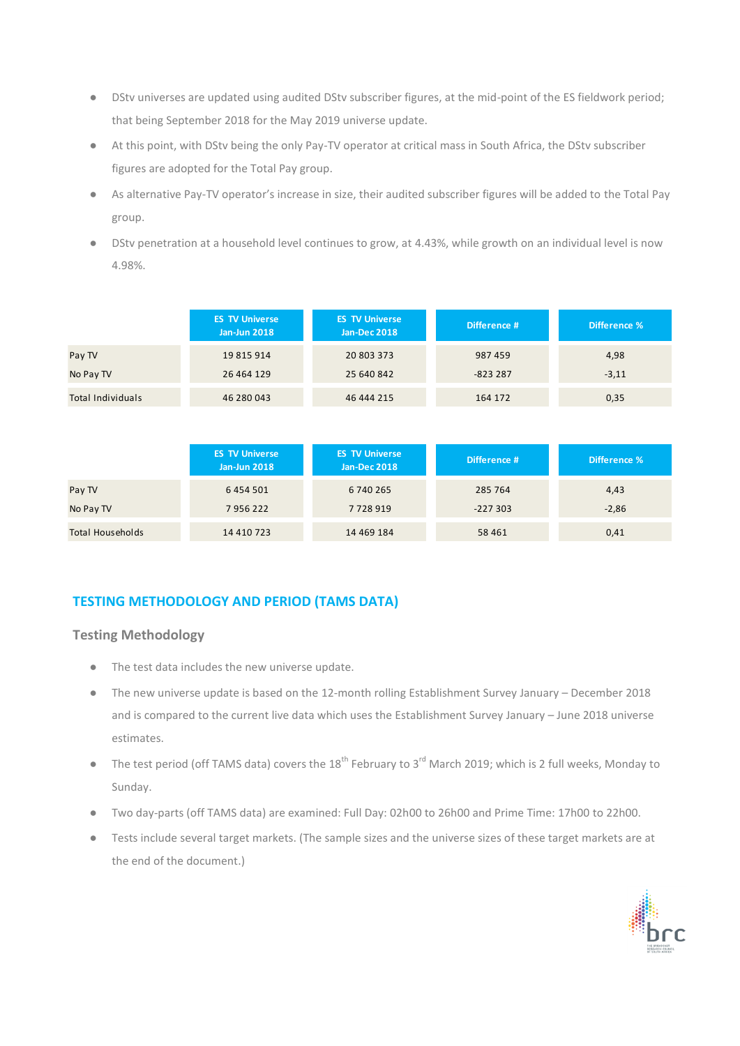- DStv universes are updated using audited DStv subscriber figures, at the mid-point of the ES fieldwork period; that being September 2018 for the May 2019 universe update.
- At this point, with DStv being the only Pay-TV operator at critical mass in South Africa, the DStv subscriber figures are adopted for the Total Pay group.
- As alternative Pay-TV operator's increase in size, their audited subscriber figures will be added to the Total Pay group.
- DStv penetration at a household level continues to grow, at 4.43%, while growth on an individual level is now 4.98%.

| | ES TV Universe Jan-Jun 2018 | ES TV Universe Jan-Dec 2018 | Difference # | Difference % |
|---|---|---|---|---|
| Pay TV | 19 815 914 | 20 803 373 | 987 459 | 4,98 |
| No Pay TV | 26 464 129 | 25 640 842 | -823 287 | -3,11 |
| Total Individuals | 46 280 043 | 46 444 215 | 164 172 | 0,35 |

| | ES TV Universe Jan-Jun 2018 | ES TV Universe Jan-Dec 2018 | Difference # | Difference % |
|---|---|---|---|---|
| Pay TV | 6 454 501 | 6 740 265 | 285 764 | 4,43 |
| No Pay TV | 7 956 222 | 7 728 919 | -227 303 | -2,86 |
| Total Households | 14 410 723 | 14 469 184 | 58 461 | 0,41 |

## TESTING METHODOLOGY AND PERIOD (TAMS DATA)

### Testing Methodology

- The test data includes the new universe update.
- The new universe update is based on the 12-month rolling Establishment Survey January – December 2018 and is compared to the current live data which uses the Establishment Survey January – June 2018 universe estimates.
- The test period (off TAMS data) covers the 18th February to 3rd March 2019; which is 2 full weeks, Monday to Sunday.
- Two day-parts (off TAMS data) are examined: Full Day: 02h00 to 26h00 and Prime Time: 17h00 to 22h00.
- Tests include several target markets. (The sample sizes and the universe sizes of these target markets are at the end of the document.)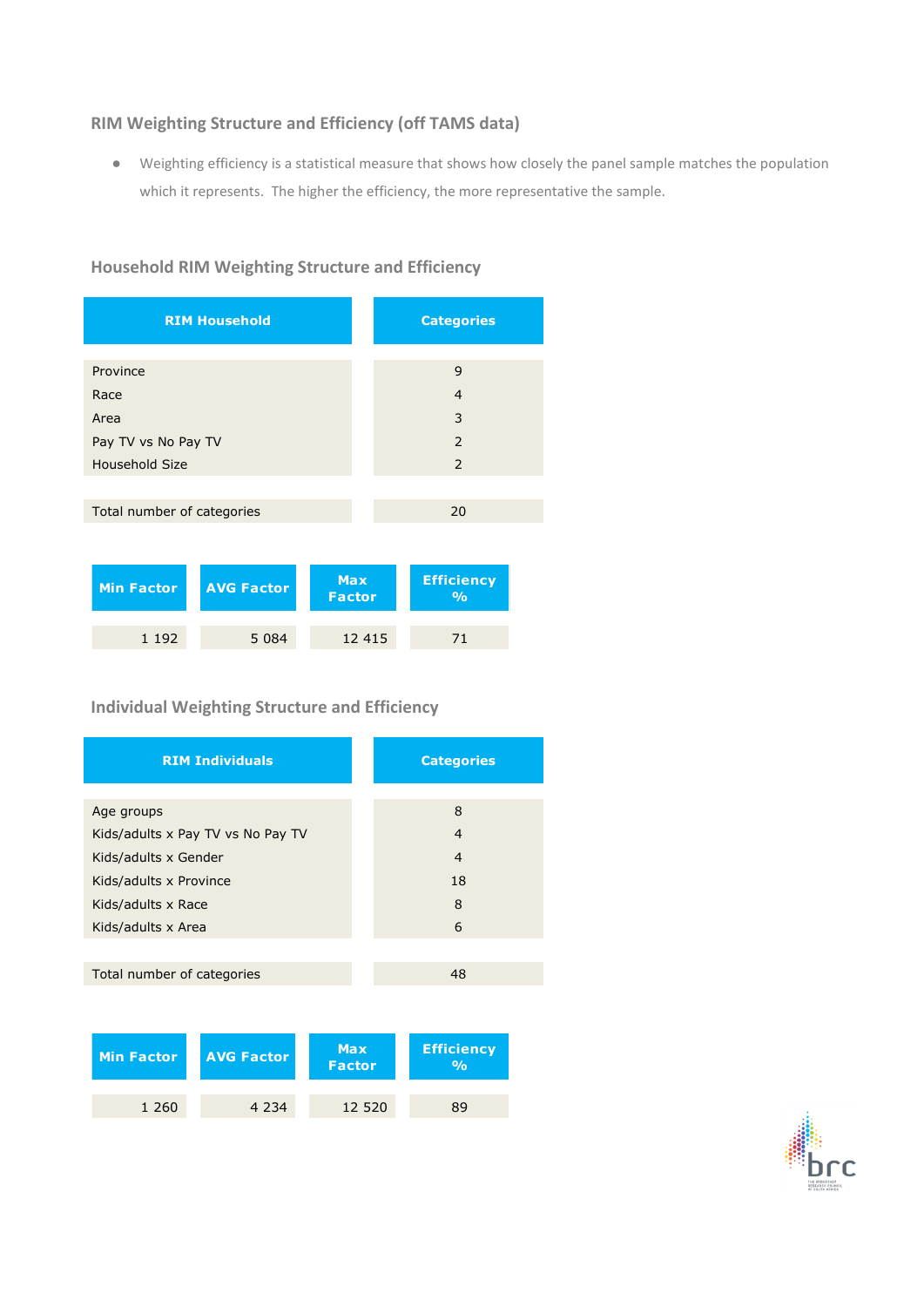## RIM Weighting Structure and Efficiency (off TAMS data)

- Weighting efficiency is a statistical measure that shows how closely the panel sample matches the population which it represents. The higher the efficiency, the more representative the sample.

### Household RIM Weighting Structure and Efficiency

| RIM Household | Categories |
|---|---|
| Province | 9 |
| Race | 4 |
| Area | 3 |
| Pay TV vs No Pay TV | 2 |
| Household Size | 2 |
| Total number of categories | 20 |

| Min Factor | AVG Factor | Max Factor | Efficiency % |
|---|---|---|---|
| 1 192 | 5 084 | 12 415 | 71 |

### Individual Weighting Structure and Efficiency

| RIM Individuals | Categories |
|---|---|
| Age groups | 8 |
| Kids/adults x Pay TV vs No Pay TV | 4 |
| Kids/adults x Gender | 4 |
| Kids/adults x Province | 18 |
| Kids/adults x Race | 8 |
| Kids/adults x Area | 6 |
| Total number of categories | 48 |

| Min Factor | AVG Factor | Max Factor | Efficiency % |
|---|---|---|---|
| 1 260 | 4 234 | 12 520 | 89 |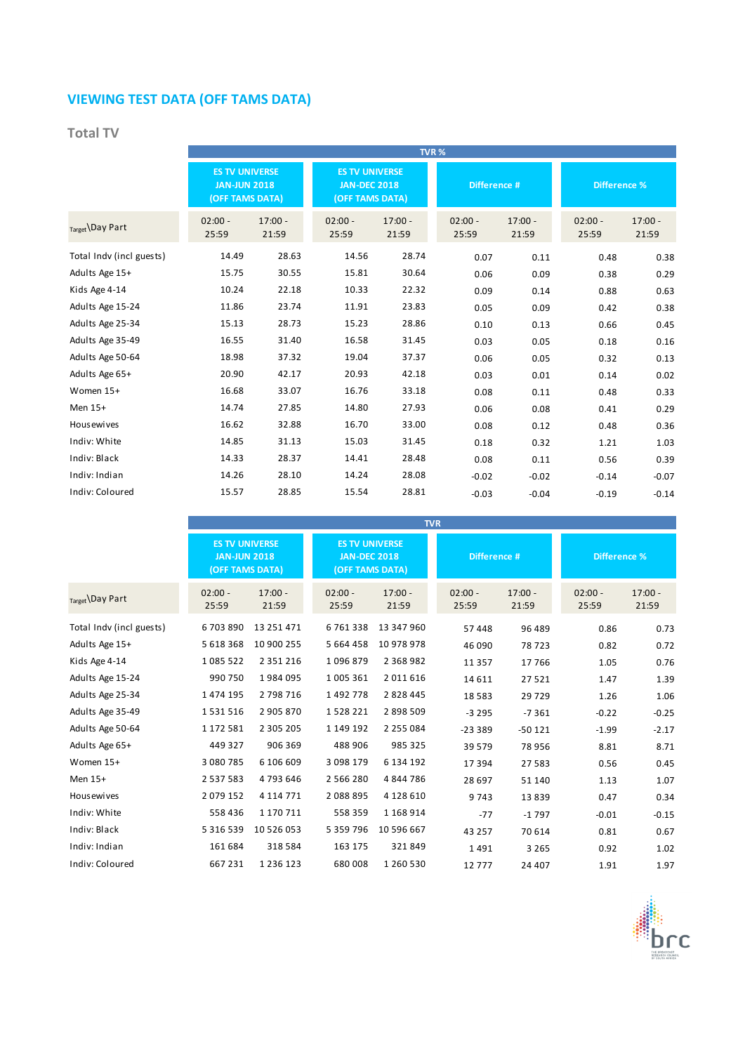# VIEWING TEST DATA (OFF TAMS DATA)

## Total TV

| Target\Day Part | TVR % | | | | | | | |
|---|---|---|---|---|---|---|---|---|
| | ES TV UNIVERSE JAN-JUN 2018 (OFF TAMS DATA) | | ES TV UNIVERSE JAN-DEC 2018 (OFF TAMS DATA) | | Difference # | | Difference % | |
| | 02:00 - 25:59 | 17:00 - 21:59 | 02:00 - 25:59 | 17:00 - 21:59 | 02:00 - 25:59 | 17:00 - 21:59 | 02:00 - 25:59 | 17:00 - 21:59 |
| Total Indv (incl guests) | 14.49 | 28.63 | 14.56 | 28.74 | 0.07 | 0.11 | 0.48 | 0.38 |
| Adults Age 15+ | 15.75 | 30.55 | 15.81 | 30.64 | 0.06 | 0.09 | 0.38 | 0.29 |
| Kids Age 4-14 | 10.24 | 22.18 | 10.33 | 22.32 | 0.09 | 0.14 | 0.88 | 0.63 |
| Adults Age 15-24 | 11.86 | 23.74 | 11.91 | 23.83 | 0.05 | 0.09 | 0.42 | 0.38 |
| Adults Age 25-34 | 15.13 | 28.73 | 15.23 | 28.86 | 0.10 | 0.13 | 0.66 | 0.45 |
| Adults Age 35-49 | 16.55 | 31.40 | 16.58 | 31.45 | 0.03 | 0.05 | 0.18 | 0.16 |
| Adults Age 50-64 | 18.98 | 37.32 | 19.04 | 37.37 | 0.06 | 0.05 | 0.32 | 0.13 |
| Adults Age 65+ | 20.90 | 42.17 | 20.93 | 42.18 | 0.03 | 0.01 | 0.14 | 0.02 |
| Women 15+ | 16.68 | 33.07 | 16.76 | 33.18 | 0.08 | 0.11 | 0.48 | 0.33 |
| Men 15+ | 14.74 | 27.85 | 14.80 | 27.93 | 0.06 | 0.08 | 0.41 | 0.29 |
| Housewives | 16.62 | 32.88 | 16.70 | 33.00 | 0.08 | 0.12 | 0.48 | 0.36 |
| Indiv: White | 14.85 | 31.13 | 15.03 | 31.45 | 0.18 | 0.32 | 1.21 | 1.03 |
| Indiv: Black | 14.33 | 28.37 | 14.41 | 28.48 | 0.08 | 0.11 | 0.56 | 0.39 |
| Indiv: Indian | 14.26 | 28.10 | 14.24 | 28.08 | -0.02 | -0.02 | -0.14 | -0.07 |
| Indiv: Coloured | 15.57 | 28.85 | 15.54 | 28.81 | -0.03 | -0.04 | -0.19 | -0.14 |

| Target\Day Part | TVR | | | | | | | |
|---|---|---|---|---|---|---|---|---|
| | ES TV UNIVERSE JAN-JUN 2018 (OFF TAMS DATA) | | ES TV UNIVERSE JAN-DEC 2018 (OFF TAMS DATA) | | Difference # | | Difference % | |
| | 02:00 - 25:59 | 17:00 - 21:59 | 02:00 - 25:59 | 17:00 - 21:59 | 02:00 - 25:59 | 17:00 - 21:59 | 02:00 - 25:59 | 17:00 - 21:59 |
| Total Indv (incl guests) | 6 703 890 | 13 251 471 | 6 761 338 | 13 347 960 | 57 448 | 96 489 | 0.86 | 0.73 |
| Adults Age 15+ | 5 618 368 | 10 900 255 | 5 664 458 | 10 978 978 | 46 090 | 78 723 | 0.82 | 0.72 |
| Kids Age 4-14 | 1 085 522 | 2 351 216 | 1 096 879 | 2 368 982 | 11 357 | 17 766 | 1.05 | 0.76 |
| Adults Age 15-24 | 990 750 | 1 984 095 | 1 005 361 | 2 011 616 | 14 611 | 27 521 | 1.47 | 1.39 |
| Adults Age 25-34 | 1 474 195 | 2 798 716 | 1 492 778 | 2 828 445 | 18 583 | 29 729 | 1.26 | 1.06 |
| Adults Age 35-49 | 1 531 516 | 2 905 870 | 1 528 221 | 2 898 509 | -3 295 | -7 361 | -0.22 | -0.25 |
| Adults Age 50-64 | 1 172 581 | 2 305 205 | 1 149 192 | 2 255 084 | -23 389 | -50 121 | -1.99 | -2.17 |
| Adults Age 65+ | 449 327 | 906 369 | 488 906 | 985 325 | 39 579 | 78 956 | 8.81 | 8.71 |
| Women 15+ | 3 080 785 | 6 106 609 | 3 098 179 | 6 134 192 | 17 394 | 27 583 | 0.56 | 0.45 |
| Men 15+ | 2 537 583 | 4 793 646 | 2 566 280 | 4 844 786 | 28 697 | 51 140 | 1.13 | 1.07 |
| Housewives | 2 079 152 | 4 114 771 | 2 088 895 | 4 128 610 | 9 743 | 13 839 | 0.47 | 0.34 |
| Indiv: White | 558 436 | 1 170 711 | 558 359 | 1 168 914 | -77 | -1 797 | -0.01 | -0.15 |
| Indiv: Black | 5 316 539 | 10 526 053 | 5 359 796 | 10 596 667 | 43 257 | 70 614 | 0.81 | 0.67 |
| Indiv: Indian | 161 684 | 318 584 | 163 175 | 321 849 | 1 491 | 3 265 | 0.92 | 1.02 |
| Indiv: Coloured | 667 231 | 1 236 123 | 680 008 | 1 260 530 | 12 777 | 24 407 | 1.91 | 1.97 |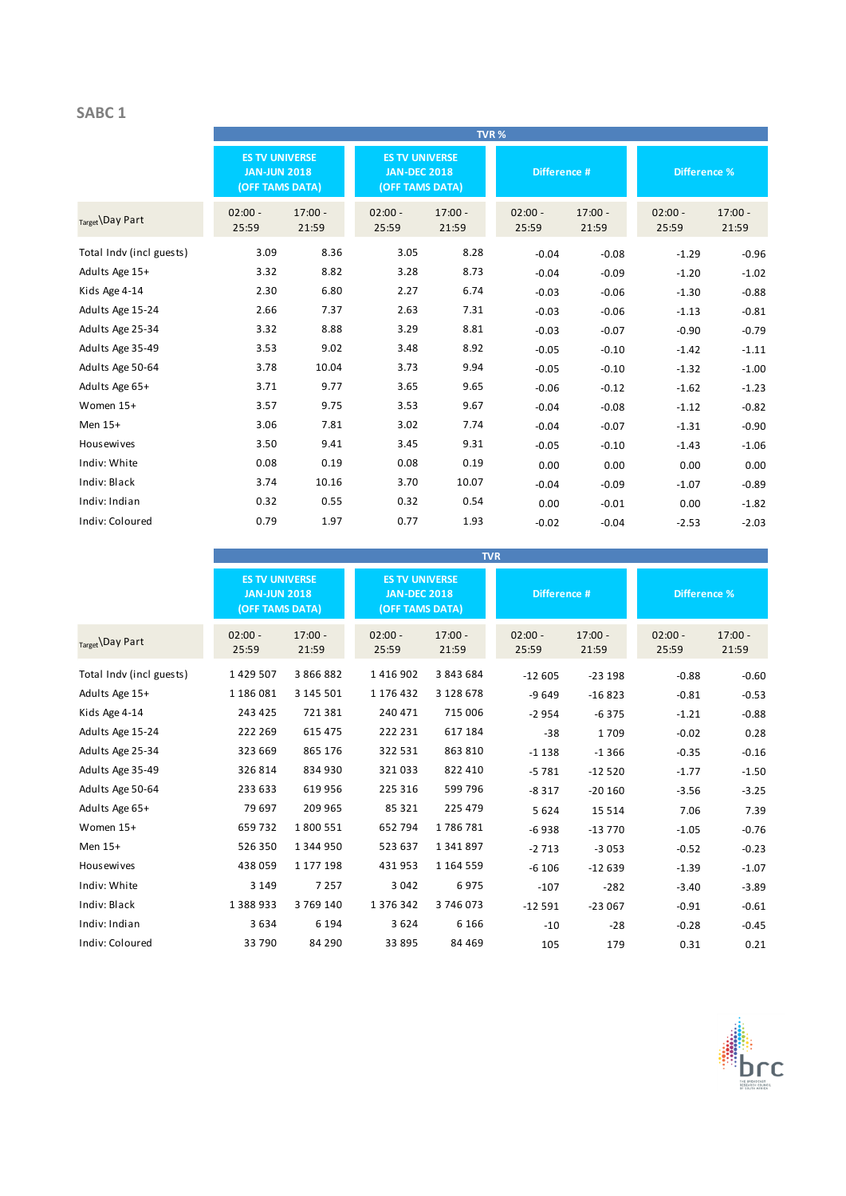## SABC 1

| Target\Day Part | ES TV UNIVERSE JAN-JUN 2018 (OFF TAMS DATA) | | ES TV UNIVERSE JAN-DEC 2018 (OFF TAMS DATA) | | Difference # | | Difference % | |
|---|---|---|---|---|---|---|---|---|
| | **TVR %** | | | | | | | |
| | 02:00 - 25:59 | 17:00 - 21:59 | 02:00 - 25:59 | 17:00 - 21:59 | 02:00 - 25:59 | 17:00 - 21:59 | 02:00 - 25:59 | 17:00 - 21:59 |
| Total Indv (incl guests) | 3.09 | 8.36 | 3.05 | 8.28 | -0.04 | -0.08 | -1.29 | -0.96 |
| Adults Age 15+ | 3.32 | 8.82 | 3.28 | 8.73 | -0.04 | -0.09 | -1.20 | -1.02 |
| Kids Age 4-14 | 2.30 | 6.80 | 2.27 | 6.74 | -0.03 | -0.06 | -1.30 | -0.88 |
| Adults Age 15-24 | 2.66 | 7.37 | 2.63 | 7.31 | -0.03 | -0.06 | -1.13 | -0.81 |
| Adults Age 25-34 | 3.32 | 8.88 | 3.29 | 8.81 | -0.03 | -0.07 | -0.90 | -0.79 |
| Adults Age 35-49 | 3.53 | 9.02 | 3.48 | 8.92 | -0.05 | -0.10 | -1.42 | -1.11 |
| Adults Age 50-64 | 3.78 | 10.04 | 3.73 | 9.94 | -0.05 | -0.10 | -1.32 | -1.00 |
| Adults Age 65+ | 3.71 | 9.77 | 3.65 | 9.65 | -0.06 | -0.12 | -1.62 | -1.23 |
| Women 15+ | 3.57 | 9.75 | 3.53 | 9.67 | -0.04 | -0.08 | -1.12 | -0.82 |
| Men 15+ | 3.06 | 7.81 | 3.02 | 7.74 | -0.04 | -0.07 | -1.31 | -0.90 |
| Housewives | 3.50 | 9.41 | 3.45 | 9.31 | -0.05 | -0.10 | -1.43 | -1.06 |
| Indiv: White | 0.08 | 0.19 | 0.08 | 0.19 | 0.00 | 0.00 | 0.00 | 0.00 |
| Indiv: Black | 3.74 | 10.16 | 3.70 | 10.07 | -0.04 | -0.09 | -1.07 | -0.89 |
| Indiv: Indian | 0.32 | 0.55 | 0.32 | 0.54 | 0.00 | -0.01 | 0.00 | -1.82 |
| Indiv: Coloured | 0.79 | 1.97 | 0.77 | 1.93 | -0.02 | -0.04 | -2.53 | -2.03 |

| Target\Day Part | ES TV UNIVERSE JAN-JUN 2018 (OFF TAMS DATA) | | ES TV UNIVERSE JAN-DEC 2018 (OFF TAMS DATA) | | Difference # | | Difference % | |
|---|---|---|---|---|---|---|---|---|
| | **TVR** | | | | | | | |
| | 02:00 - 25:59 | 17:00 - 21:59 | 02:00 - 25:59 | 17:00 - 21:59 | 02:00 - 25:59 | 17:00 - 21:59 | 02:00 - 25:59 | 17:00 - 21:59 |
| Total Indv (incl guests) | 1 429 507 | 3 866 882 | 1 416 902 | 3 843 684 | -12 605 | -23 198 | -0.88 | -0.60 |
| Adults Age 15+ | 1 186 081 | 3 145 501 | 1 176 432 | 3 128 678 | -9 649 | -16 823 | -0.81 | -0.53 |
| Kids Age 4-14 | 243 425 | 721 381 | 240 471 | 715 006 | -2 954 | -6 375 | -1.21 | -0.88 |
| Adults Age 15-24 | 222 269 | 615 475 | 222 231 | 617 184 | -38 | 1 709 | -0.02 | 0.28 |
| Adults Age 25-34 | 323 669 | 865 176 | 322 531 | 863 810 | -1 138 | -1 366 | -0.35 | -0.16 |
| Adults Age 35-49 | 326 814 | 834 930 | 321 033 | 822 410 | -5 781 | -12 520 | -1.77 | -1.50 |
| Adults Age 50-64 | 233 633 | 619 956 | 225 316 | 599 796 | -8 317 | -20 160 | -3.56 | -3.25 |
| Adults Age 65+ | 79 697 | 209 965 | 85 321 | 225 479 | 5 624 | 15 514 | 7.06 | 7.39 |
| Women 15+ | 659 732 | 1 800 551 | 652 794 | 1 786 781 | -6 938 | -13 770 | -1.05 | -0.76 |
| Men 15+ | 526 350 | 1 344 950 | 523 637 | 1 341 897 | -2 713 | -3 053 | -0.52 | -0.23 |
| Housewives | 438 059 | 1 177 198 | 431 953 | 1 164 559 | -6 106 | -12 639 | -1.39 | -1.07 |
| Indiv: White | 3 149 | 7 257 | 3 042 | 6 975 | -107 | -282 | -3.40 | -3.89 |
| Indiv: Black | 1 388 933 | 3 769 140 | 1 376 342 | 3 746 073 | -12 591 | -23 067 | -0.91 | -0.61 |
| Indiv: Indian | 3 634 | 6 194 | 3 624 | 6 166 | -10 | -28 | -0.28 | -0.45 |
| Indiv: Coloured | 33 790 | 84 290 | 33 895 | 84 469 | 105 | 179 | 0.31 | 0.21 |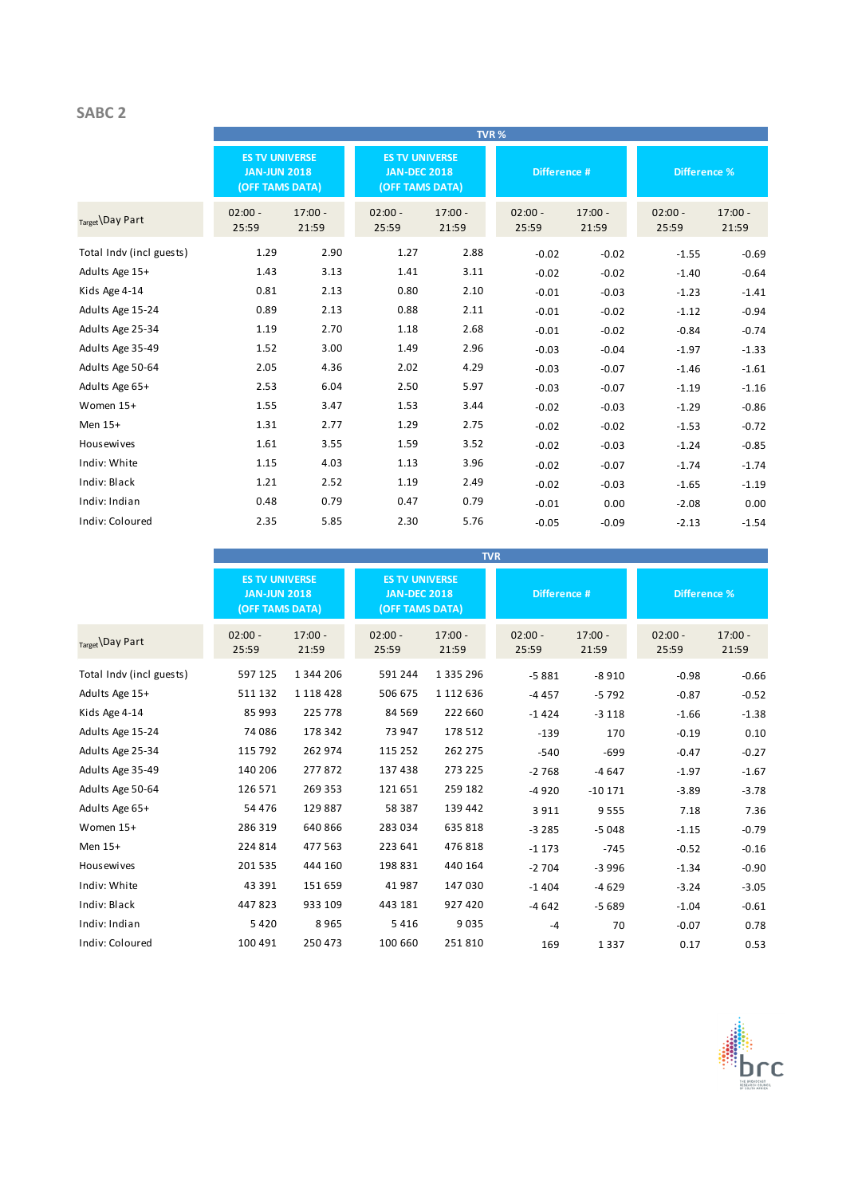## SABC 2

| Target\Day Part | TVR % | | | | | | | |
|---|---|---|---|---|---|---|---|---|
| | ES TV UNIVERSE JAN-JUN 2018 (OFF TAMS DATA) | | ES TV UNIVERSE JAN-DEC 2018 (OFF TAMS DATA) | | Difference # | | Difference % | |
| | 02:00 - 25:59 | 17:00 - 21:59 | 02:00 - 25:59 | 17:00 - 21:59 | 02:00 - 25:59 | 17:00 - 21:59 | 02:00 - 25:59 | 17:00 - 21:59 |
| Total Indv (incl guests) | 1.29 | 2.90 | 1.27 | 2.88 | -0.02 | -0.02 | -1.55 | -0.69 |
| Adults Age 15+ | 1.43 | 3.13 | 1.41 | 3.11 | -0.02 | -0.02 | -1.40 | -0.64 |
| Kids Age 4-14 | 0.81 | 2.13 | 0.80 | 2.10 | -0.01 | -0.03 | -1.23 | -1.41 |
| Adults Age 15-24 | 0.89 | 2.13 | 0.88 | 2.11 | -0.01 | -0.02 | -1.12 | -0.94 |
| Adults Age 25-34 | 1.19 | 2.70 | 1.18 | 2.68 | -0.01 | -0.02 | -0.84 | -0.74 |
| Adults Age 35-49 | 1.52 | 3.00 | 1.49 | 2.96 | -0.03 | -0.04 | -1.97 | -1.33 |
| Adults Age 50-64 | 2.05 | 4.36 | 2.02 | 4.29 | -0.03 | -0.07 | -1.46 | -1.61 |
| Adults Age 65+ | 2.53 | 6.04 | 2.50 | 5.97 | -0.03 | -0.07 | -1.19 | -1.16 |
| Women 15+ | 1.55 | 3.47 | 1.53 | 3.44 | -0.02 | -0.03 | -1.29 | -0.86 |
| Men 15+ | 1.31 | 2.77 | 1.29 | 2.75 | -0.02 | -0.02 | -1.53 | -0.72 |
| Housewives | 1.61 | 3.55 | 1.59 | 3.52 | -0.02 | -0.03 | -1.24 | -0.85 |
| Indiv: White | 1.15 | 4.03 | 1.13 | 3.96 | -0.02 | -0.07 | -1.74 | -1.74 |
| Indiv: Black | 1.21 | 2.52 | 1.19 | 2.49 | -0.02 | -0.03 | -1.65 | -1.19 |
| Indiv: Indian | 0.48 | 0.79 | 0.47 | 0.79 | -0.01 | 0.00 | -2.08 | 0.00 |
| Indiv: Coloured | 2.35 | 5.85 | 2.30 | 5.76 | -0.05 | -0.09 | -2.13 | -1.54 |

| Target\Day Part | TVR | | | | | | | |
|---|---|---|---|---|---|---|---|---|
| | ES TV UNIVERSE JAN-JUN 2018 (OFF TAMS DATA) | | ES TV UNIVERSE JAN-DEC 2018 (OFF TAMS DATA) | | Difference # | | Difference % | |
| | 02:00 - 25:59 | 17:00 - 21:59 | 02:00 - 25:59 | 17:00 - 21:59 | 02:00 - 25:59 | 17:00 - 21:59 | 02:00 - 25:59 | 17:00 - 21:59 |
| Total Indv (incl guests) | 597 125 | 1 344 206 | 591 244 | 1 335 296 | -5 881 | -8 910 | -0.98 | -0.66 |
| Adults Age 15+ | 511 132 | 1 118 428 | 506 675 | 1 112 636 | -4 457 | -5 792 | -0.87 | -0.52 |
| Kids Age 4-14 | 85 993 | 225 778 | 84 569 | 222 660 | -1 424 | -3 118 | -1.66 | -1.38 |
| Adults Age 15-24 | 74 086 | 178 342 | 73 947 | 178 512 | -139 | 170 | -0.19 | 0.10 |
| Adults Age 25-34 | 115 792 | 262 974 | 115 252 | 262 275 | -540 | -699 | -0.47 | -0.27 |
| Adults Age 35-49 | 140 206 | 277 872 | 137 438 | 273 225 | -2 768 | -4 647 | -1.97 | -1.67 |
| Adults Age 50-64 | 126 571 | 269 353 | 121 651 | 259 182 | -4 920 | -10 171 | -3.89 | -3.78 |
| Adults Age 65+ | 54 476 | 129 887 | 58 387 | 139 442 | 3 911 | 9 555 | 7.18 | 7.36 |
| Women 15+ | 286 319 | 640 866 | 283 034 | 635 818 | -3 285 | -5 048 | -1.15 | -0.79 |
| Men 15+ | 224 814 | 477 563 | 223 641 | 476 818 | -1 173 | -745 | -0.52 | -0.16 |
| Housewives | 201 535 | 444 160 | 198 831 | 440 164 | -2 704 | -3 996 | -1.34 | -0.90 |
| Indiv: White | 43 391 | 151 659 | 41 987 | 147 030 | -1 404 | -4 629 | -3.24 | -3.05 |
| Indiv: Black | 447 823 | 933 109 | 443 181 | 927 420 | -4 642 | -5 689 | -1.04 | -0.61 |
| Indiv: Indian | 5 420 | 8 965 | 5 416 | 9 035 | -4 | 70 | -0.07 | 0.78 |
| Indiv: Coloured | 100 491 | 250 473 | 100 660 | 251 810 | 169 | 1 337 | 0.17 | 0.53 |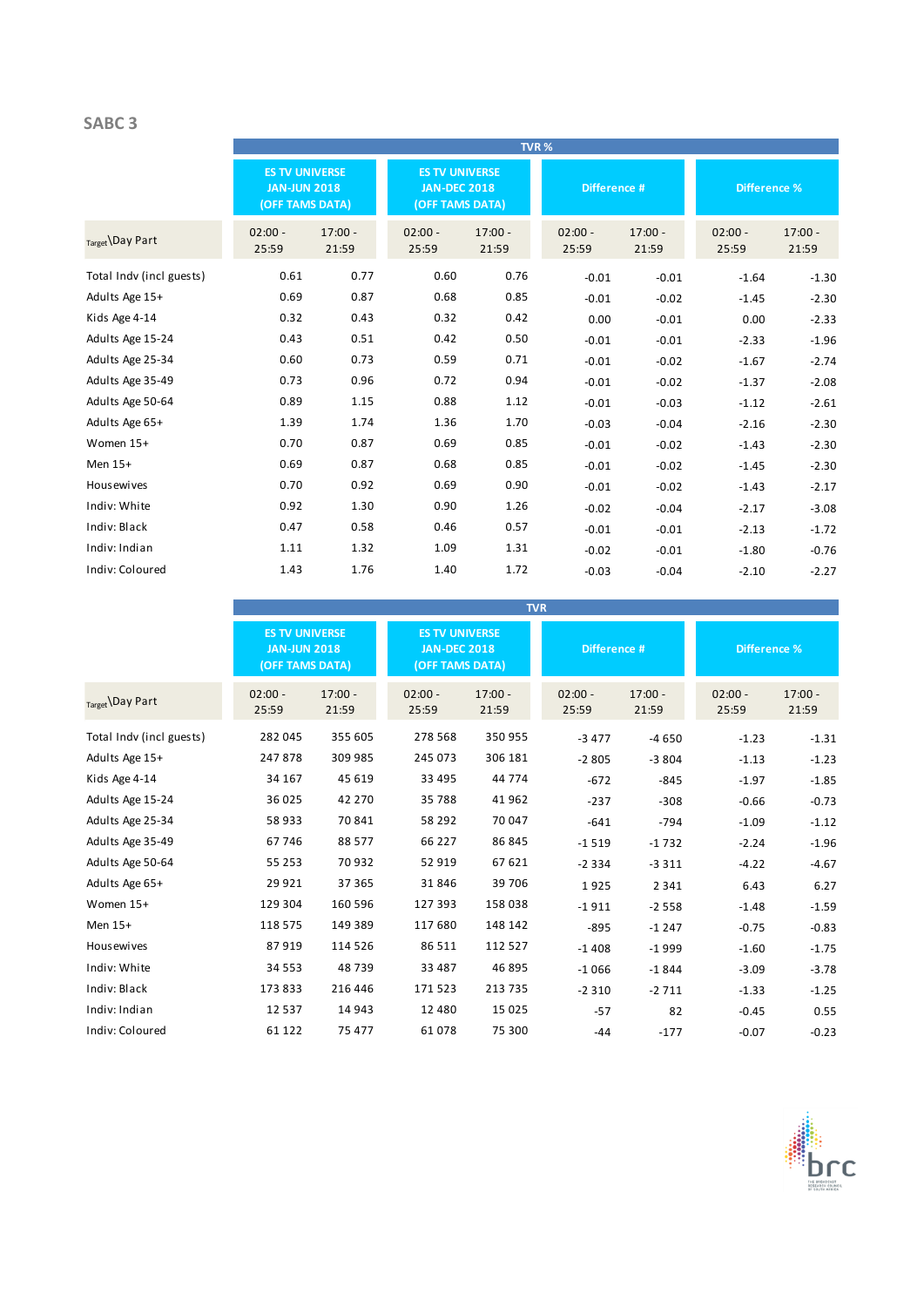## SABC 3

| Target\Day Part | TVR % | | | | | | | |
|---|---|---|---|---|---|---|---|---|
| | ES TV UNIVERSE JAN-JUN 2018 (OFF TAMS DATA) | | ES TV UNIVERSE JAN-DEC 2018 (OFF TAMS DATA) | | Difference # | | Difference % | |
| | 02:00 - 25:59 | 17:00 - 21:59 | 02:00 - 25:59 | 17:00 - 21:59 | 02:00 - 25:59 | 17:00 - 21:59 | 02:00 - 25:59 | 17:00 - 21:59 |
| Total Indv (incl guests) | 0.61 | 0.77 | 0.60 | 0.76 | -0.01 | -0.01 | -1.64 | -1.30 |
| Adults Age 15+ | 0.69 | 0.87 | 0.68 | 0.85 | -0.01 | -0.02 | -1.45 | -2.30 |
| Kids Age 4-14 | 0.32 | 0.43 | 0.32 | 0.42 | 0.00 | -0.01 | 0.00 | -2.33 |
| Adults Age 15-24 | 0.43 | 0.51 | 0.42 | 0.50 | -0.01 | -0.01 | -2.33 | -1.96 |
| Adults Age 25-34 | 0.60 | 0.73 | 0.59 | 0.71 | -0.01 | -0.02 | -1.67 | -2.74 |
| Adults Age 35-49 | 0.73 | 0.96 | 0.72 | 0.94 | -0.01 | -0.02 | -1.37 | -2.08 |
| Adults Age 50-64 | 0.89 | 1.15 | 0.88 | 1.12 | -0.01 | -0.03 | -1.12 | -2.61 |
| Adults Age 65+ | 1.39 | 1.74 | 1.36 | 1.70 | -0.03 | -0.04 | -2.16 | -2.30 |
| Women 15+ | 0.70 | 0.87 | 0.69 | 0.85 | -0.01 | -0.02 | -1.43 | -2.30 |
| Men 15+ | 0.69 | 0.87 | 0.68 | 0.85 | -0.01 | -0.02 | -1.45 | -2.30 |
| Housewives | 0.70 | 0.92 | 0.69 | 0.90 | -0.01 | -0.02 | -1.43 | -2.17 |
| Indiv: White | 0.92 | 1.30 | 0.90 | 1.26 | -0.02 | -0.04 | -2.17 | -3.08 |
| Indiv: Black | 0.47 | 0.58 | 0.46 | 0.57 | -0.01 | -0.01 | -2.13 | -1.72 |
| Indiv: Indian | 1.11 | 1.32 | 1.09 | 1.31 | -0.02 | -0.01 | -1.80 | -0.76 |
| Indiv: Coloured | 1.43 | 1.76 | 1.40 | 1.72 | -0.03 | -0.04 | -2.10 | -2.27 |

| Target\Day Part | TVR | | | | | | | |
|---|---|---|---|---|---|---|---|---|
| | ES TV UNIVERSE JAN-JUN 2018 (OFF TAMS DATA) | | ES TV UNIVERSE JAN-DEC 2018 (OFF TAMS DATA) | | Difference # | | Difference % | |
| | 02:00 - 25:59 | 17:00 - 21:59 | 02:00 - 25:59 | 17:00 - 21:59 | 02:00 - 25:59 | 17:00 - 21:59 | 02:00 - 25:59 | 17:00 - 21:59 |
| Total Indv (incl guests) | 282 045 | 355 605 | 278 568 | 350 955 | -3 477 | -4 650 | -1.23 | -1.31 |
| Adults Age 15+ | 247 878 | 309 985 | 245 073 | 306 181 | -2 805 | -3 804 | -1.13 | -1.23 |
| Kids Age 4-14 | 34 167 | 45 619 | 33 495 | 44 774 | -672 | -845 | -1.97 | -1.85 |
| Adults Age 15-24 | 36 025 | 42 270 | 35 788 | 41 962 | -237 | -308 | -0.66 | -0.73 |
| Adults Age 25-34 | 58 933 | 70 841 | 58 292 | 70 047 | -641 | -794 | -1.09 | -1.12 |
| Adults Age 35-49 | 67 746 | 88 577 | 66 227 | 86 845 | -1 519 | -1 732 | -2.24 | -1.96 |
| Adults Age 50-64 | 55 253 | 70 932 | 52 919 | 67 621 | -2 334 | -3 311 | -4.22 | -4.67 |
| Adults Age 65+ | 29 921 | 37 365 | 31 846 | 39 706 | 1 925 | 2 341 | 6.43 | 6.27 |
| Women 15+ | 129 304 | 160 596 | 127 393 | 158 038 | -1 911 | -2 558 | -1.48 | -1.59 |
| Men 15+ | 118 575 | 149 389 | 117 680 | 148 142 | -895 | -1 247 | -0.75 | -0.83 |
| Housewives | 87 919 | 114 526 | 86 511 | 112 527 | -1 408 | -1 999 | -1.60 | -1.75 |
| Indiv: White | 34 553 | 48 739 | 33 487 | 46 895 | -1 066 | -1 844 | -3.09 | -3.78 |
| Indiv: Black | 173 833 | 216 446 | 171 523 | 213 735 | -2 310 | -2 711 | -1.33 | -1.25 |
| Indiv: Indian | 12 537 | 14 943 | 12 480 | 15 025 | -57 | 82 | -0.45 | 0.55 |
| Indiv: Coloured | 61 122 | 75 477 | 61 078 | 75 300 | -44 | -177 | -0.07 | -0.23 |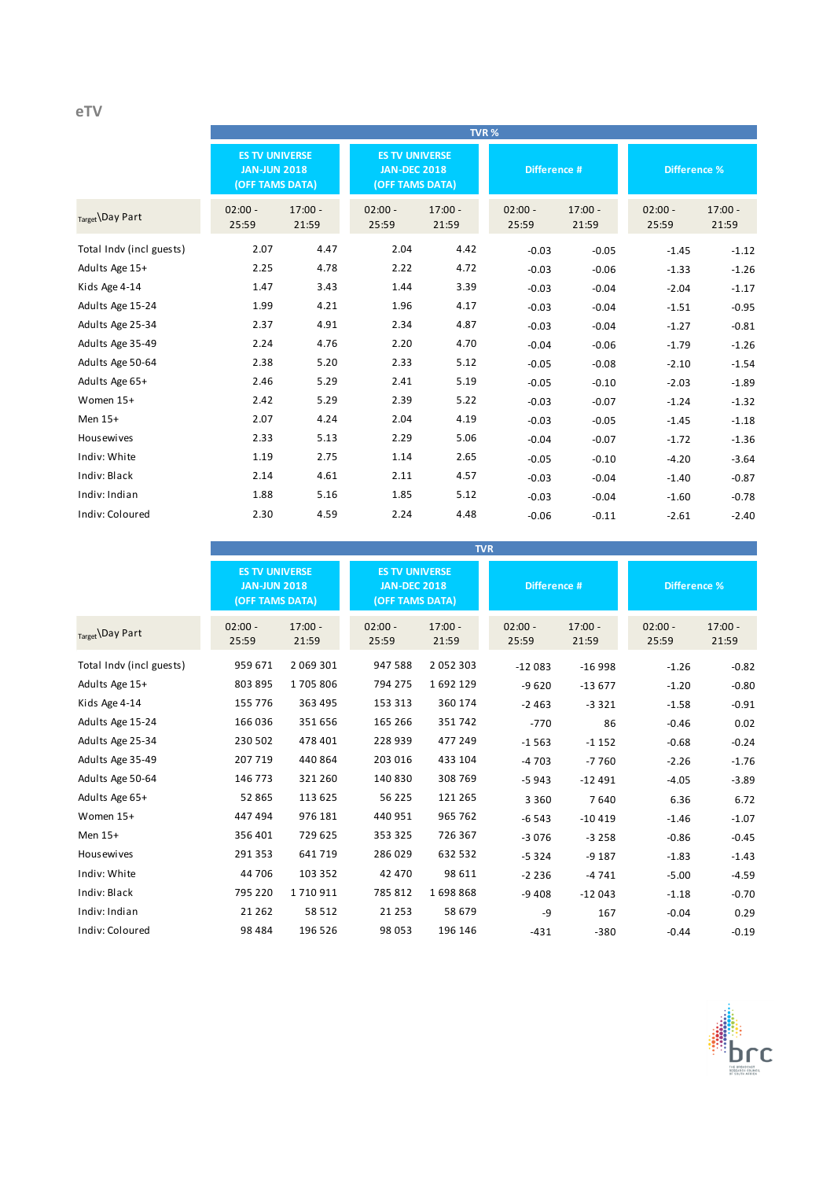## eTV

| Target\Day Part | TVR % | | | | | | | |
|---|---|---|---|---|---|---|---|---|
| | ES TV UNIVERSE JAN-JUN 2018 (OFF TAMS DATA) | | ES TV UNIVERSE JAN-DEC 2018 (OFF TAMS DATA) | | Difference # | | Difference % | |
| | 02:00 - 25:59 | 17:00 - 21:59 | 02:00 - 25:59 | 17:00 - 21:59 | 02:00 - 25:59 | 17:00 - 21:59 | 02:00 - 25:59 | 17:00 - 21:59 |
| Total Indv (incl guests) | 2.07 | 4.47 | 2.04 | 4.42 | -0.03 | -0.05 | -1.45 | -1.12 |
| Adults Age 15+ | 2.25 | 4.78 | 2.22 | 4.72 | -0.03 | -0.06 | -1.33 | -1.26 |
| Kids Age 4-14 | 1.47 | 3.43 | 1.44 | 3.39 | -0.03 | -0.04 | -2.04 | -1.17 |
| Adults Age 15-24 | 1.99 | 4.21 | 1.96 | 4.17 | -0.03 | -0.04 | -1.51 | -0.95 |
| Adults Age 25-34 | 2.37 | 4.91 | 2.34 | 4.87 | -0.03 | -0.04 | -1.27 | -0.81 |
| Adults Age 35-49 | 2.24 | 4.76 | 2.20 | 4.70 | -0.04 | -0.06 | -1.79 | -1.26 |
| Adults Age 50-64 | 2.38 | 5.20 | 2.33 | 5.12 | -0.05 | -0.08 | -2.10 | -1.54 |
| Adults Age 65+ | 2.46 | 5.29 | 2.41 | 5.19 | -0.05 | -0.10 | -2.03 | -1.89 |
| Women 15+ | 2.42 | 5.29 | 2.39 | 5.22 | -0.03 | -0.07 | -1.24 | -1.32 |
| Men 15+ | 2.07 | 4.24 | 2.04 | 4.19 | -0.03 | -0.05 | -1.45 | -1.18 |
| Housewives | 2.33 | 5.13 | 2.29 | 5.06 | -0.04 | -0.07 | -1.72 | -1.36 |
| Indiv: White | 1.19 | 2.75 | 1.14 | 2.65 | -0.05 | -0.10 | -4.20 | -3.64 |
| Indiv: Black | 2.14 | 4.61 | 2.11 | 4.57 | -0.03 | -0.04 | -1.40 | -0.87 |
| Indiv: Indian | 1.88 | 5.16 | 1.85 | 5.12 | -0.03 | -0.04 | -1.60 | -0.78 |
| Indiv: Coloured | 2.30 | 4.59 | 2.24 | 4.48 | -0.06 | -0.11 | -2.61 | -2.40 |

| Target\Day Part | TVR | | | | | | | |
|---|---|---|---|---|---|---|---|---|
| | ES TV UNIVERSE JAN-JUN 2018 (OFF TAMS DATA) | | ES TV UNIVERSE JAN-DEC 2018 (OFF TAMS DATA) | | Difference # | | Difference % | |
| | 02:00 - 25:59 | 17:00 - 21:59 | 02:00 - 25:59 | 17:00 - 21:59 | 02:00 - 25:59 | 17:00 - 21:59 | 02:00 - 25:59 | 17:00 - 21:59 |
| Total Indv (incl guests) | 959 671 | 2 069 301 | 947 588 | 2 052 303 | -12 083 | -16 998 | -1.26 | -0.82 |
| Adults Age 15+ | 803 895 | 1 705 806 | 794 275 | 1 692 129 | -9 620 | -13 677 | -1.20 | -0.80 |
| Kids Age 4-14 | 155 776 | 363 495 | 153 313 | 360 174 | -2 463 | -3 321 | -1.58 | -0.91 |
| Adults Age 15-24 | 166 036 | 351 656 | 165 266 | 351 742 | -770 | 86 | -0.46 | 0.02 |
| Adults Age 25-34 | 230 502 | 478 401 | 228 939 | 477 249 | -1 563 | -1 152 | -0.68 | -0.24 |
| Adults Age 35-49 | 207 719 | 440 864 | 203 016 | 433 104 | -4 703 | -7 760 | -2.26 | -1.76 |
| Adults Age 50-64 | 146 773 | 321 260 | 140 830 | 308 769 | -5 943 | -12 491 | -4.05 | -3.89 |
| Adults Age 65+ | 52 865 | 113 625 | 56 225 | 121 265 | 3 360 | 7 640 | 6.36 | 6.72 |
| Women 15+ | 447 494 | 976 181 | 440 951 | 965 762 | -6 543 | -10 419 | -1.46 | -1.07 |
| Men 15+ | 356 401 | 729 625 | 353 325 | 726 367 | -3 076 | -3 258 | -0.86 | -0.45 |
| Housewives | 291 353 | 641 719 | 286 029 | 632 532 | -5 324 | -9 187 | -1.83 | -1.43 |
| Indiv: White | 44 706 | 103 352 | 42 470 | 98 611 | -2 236 | -4 741 | -5.00 | -4.59 |
| Indiv: Black | 795 220 | 1 710 911 | 785 812 | 1 698 868 | -9 408 | -12 043 | -1.18 | -0.70 |
| Indiv: Indian | 21 262 | 58 512 | 21 253 | 58 679 | -9 | 167 | -0.04 | 0.29 |
| Indiv: Coloured | 98 484 | 196 526 | 98 053 | 196 146 | -431 | -380 | -0.44 | -0.19 |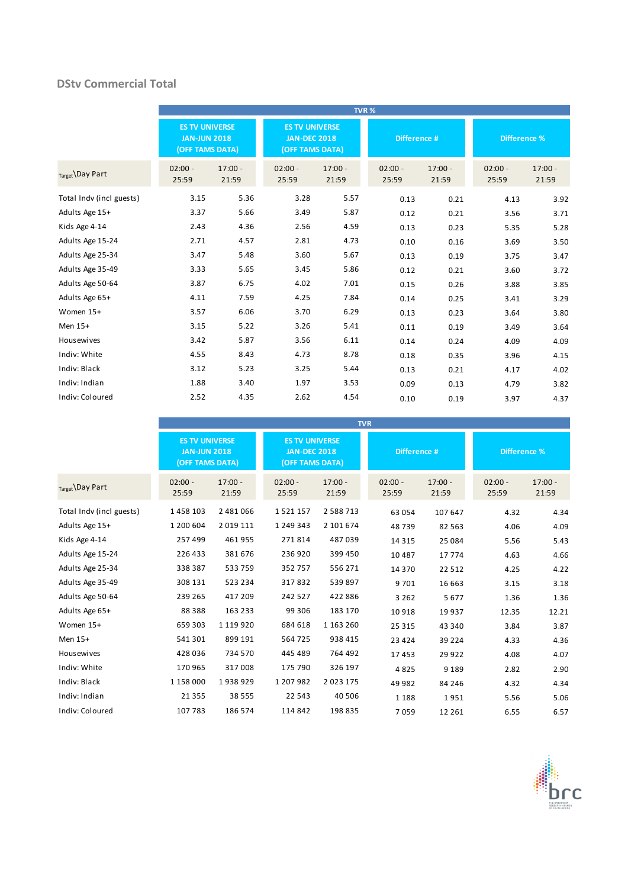## DStv Commercial Total

| Target\Day Part | TVR % | | | | | | | |
|---|---|---|---|---|---|---|---|---|
| | ES TV UNIVERSE JAN-JUN 2018 (OFF TAMS DATA) | | ES TV UNIVERSE JAN-DEC 2018 (OFF TAMS DATA) | | Difference # | | Difference % | |
| | 02:00 - 25:59 | 17:00 - 21:59 | 02:00 - 25:59 | 17:00 - 21:59 | 02:00 - 25:59 | 17:00 - 21:59 | 02:00 - 25:59 | 17:00 - 21:59 |
| Total Indv (incl guests) | 3.15 | 5.36 | 3.28 | 5.57 | 0.13 | 0.21 | 4.13 | 3.92 |
| Adults Age 15+ | 3.37 | 5.66 | 3.49 | 5.87 | 0.12 | 0.21 | 3.56 | 3.71 |
| Kids Age 4-14 | 2.43 | 4.36 | 2.56 | 4.59 | 0.13 | 0.23 | 5.35 | 5.28 |
| Adults Age 15-24 | 2.71 | 4.57 | 2.81 | 4.73 | 0.10 | 0.16 | 3.69 | 3.50 |
| Adults Age 25-34 | 3.47 | 5.48 | 3.60 | 5.67 | 0.13 | 0.19 | 3.75 | 3.47 |
| Adults Age 35-49 | 3.33 | 5.65 | 3.45 | 5.86 | 0.12 | 0.21 | 3.60 | 3.72 |
| Adults Age 50-64 | 3.87 | 6.75 | 4.02 | 7.01 | 0.15 | 0.26 | 3.88 | 3.85 |
| Adults Age 65+ | 4.11 | 7.59 | 4.25 | 7.84 | 0.14 | 0.25 | 3.41 | 3.29 |
| Women 15+ | 3.57 | 6.06 | 3.70 | 6.29 | 0.13 | 0.23 | 3.64 | 3.80 |
| Men 15+ | 3.15 | 5.22 | 3.26 | 5.41 | 0.11 | 0.19 | 3.49 | 3.64 |
| Housewives | 3.42 | 5.87 | 3.56 | 6.11 | 0.14 | 0.24 | 4.09 | 4.09 |
| Indiv: White | 4.55 | 8.43 | 4.73 | 8.78 | 0.18 | 0.35 | 3.96 | 4.15 |
| Indiv: Black | 3.12 | 5.23 | 3.25 | 5.44 | 0.13 | 0.21 | 4.17 | 4.02 |
| Indiv: Indian | 1.88 | 3.40 | 1.97 | 3.53 | 0.09 | 0.13 | 4.79 | 3.82 |
| Indiv: Coloured | 2.52 | 4.35 | 2.62 | 4.54 | 0.10 | 0.19 | 3.97 | 4.37 |

| Target\Day Part | TVR | | | | | | | |
|---|---|---|---|---|---|---|---|---|
| | ES TV UNIVERSE JAN-JUN 2018 (OFF TAMS DATA) | | ES TV UNIVERSE JAN-DEC 2018 (OFF TAMS DATA) | | Difference # | | Difference % | |
| | 02:00 - 25:59 | 17:00 - 21:59 | 02:00 - 25:59 | 17:00 - 21:59 | 02:00 - 25:59 | 17:00 - 21:59 | 02:00 - 25:59 | 17:00 - 21:59 |
| Total Indv (incl guests) | 1 458 103 | 2 481 066 | 1 521 157 | 2 588 713 | 63 054 | 107 647 | 4.32 | 4.34 |
| Adults Age 15+ | 1 200 604 | 2 019 111 | 1 249 343 | 2 101 674 | 48 739 | 82 563 | 4.06 | 4.09 |
| Kids Age 4-14 | 257 499 | 461 955 | 271 814 | 487 039 | 14 315 | 25 084 | 5.56 | 5.43 |
| Adults Age 15-24 | 226 433 | 381 676 | 236 920 | 399 450 | 10 487 | 17 774 | 4.63 | 4.66 |
| Adults Age 25-34 | 338 387 | 533 759 | 352 757 | 556 271 | 14 370 | 22 512 | 4.25 | 4.22 |
| Adults Age 35-49 | 308 131 | 523 234 | 317 832 | 539 897 | 9 701 | 16 663 | 3.15 | 3.18 |
| Adults Age 50-64 | 239 265 | 417 209 | 242 527 | 422 886 | 3 262 | 5 677 | 1.36 | 1.36 |
| Adults Age 65+ | 88 388 | 163 233 | 99 306 | 183 170 | 10 918 | 19 937 | 12.35 | 12.21 |
| Women 15+ | 659 303 | 1 119 920 | 684 618 | 1 163 260 | 25 315 | 43 340 | 3.84 | 3.87 |
| Men 15+ | 541 301 | 899 191 | 564 725 | 938 415 | 23 424 | 39 224 | 4.33 | 4.36 |
| Housewives | 428 036 | 734 570 | 445 489 | 764 492 | 17 453 | 29 922 | 4.08 | 4.07 |
| Indiv: White | 170 965 | 317 008 | 175 790 | 326 197 | 4 825 | 9 189 | 2.82 | 2.90 |
| Indiv: Black | 1 158 000 | 1 938 929 | 1 207 982 | 2 023 175 | 49 982 | 84 246 | 4.32 | 4.34 |
| Indiv: Indian | 21 355 | 38 555 | 22 543 | 40 506 | 1 188 | 1 951 | 5.56 | 5.06 |
| Indiv: Coloured | 107 783 | 186 574 | 114 842 | 198 835 | 7 059 | 12 261 | 6.55 | 6.57 |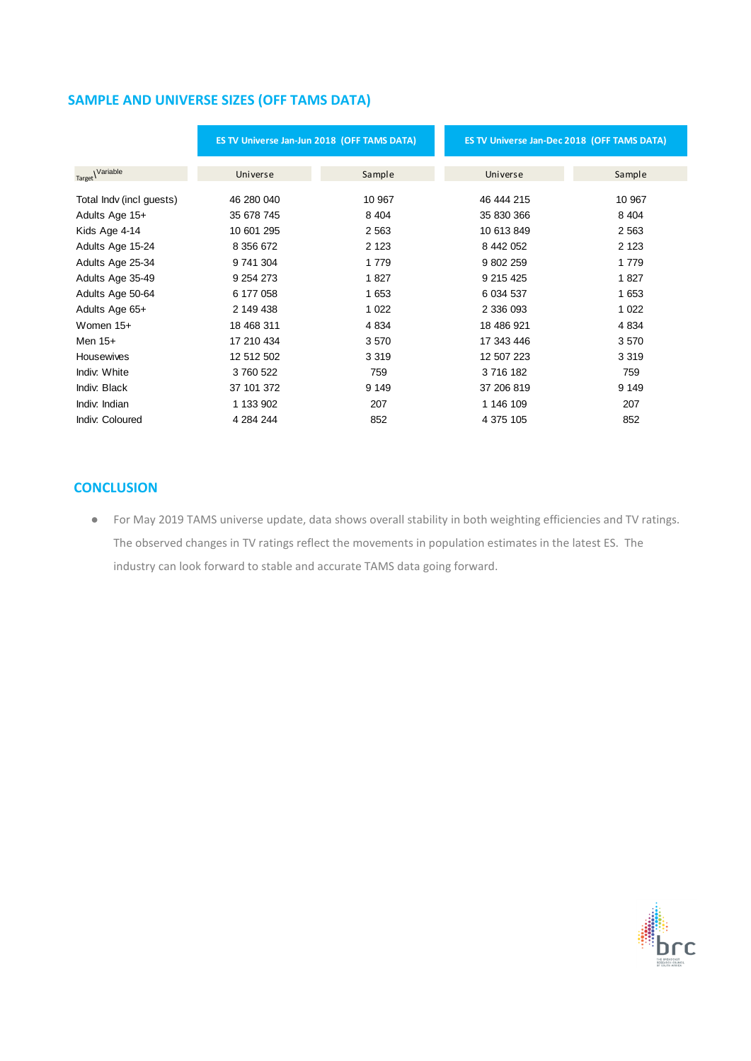## SAMPLE AND UNIVERSE SIZES (OFF TAMS DATA)

| Target \ Variable | ES TV Universe Jan-Jun 2018 (OFF TAMS DATA) | | ES TV Universe Jan-Dec 2018 (OFF TAMS DATA) | |
|---|---|---|---|---|
| | Universe | Sample | Universe | Sample |
| Total Indv (incl guests) | 46 280 040 | 10 967 | 46 444 215 | 10 967 |
| Adults Age 15+ | 35 678 745 | 8 404 | 35 830 366 | 8 404 |
| Kids Age 4-14 | 10 601 295 | 2 563 | 10 613 849 | 2 563 |
| Adults Age 15-24 | 8 356 672 | 2 123 | 8 442 052 | 2 123 |
| Adults Age 25-34 | 9 741 304 | 1 779 | 9 802 259 | 1 779 |
| Adults Age 35-49 | 9 254 273 | 1 827 | 9 215 425 | 1 827 |
| Adults Age 50-64 | 6 177 058 | 1 653 | 6 034 537 | 1 653 |
| Adults Age 65+ | 2 149 438 | 1 022 | 2 336 093 | 1 022 |
| Women 15+ | 18 468 311 | 4 834 | 18 486 921 | 4 834 |
| Men 15+ | 17 210 434 | 3 570 | 17 343 446 | 3 570 |
| Housewives | 12 512 502 | 3 319 | 12 507 223 | 3 319 |
| Indiv: White | 3 760 522 | 759 | 3 716 182 | 759 |
| Indiv: Black | 37 101 372 | 9 149 | 37 206 819 | 9 149 |
| Indiv: Indian | 1 133 902 | 207 | 1 146 109 | 207 |
| Indiv: Coloured | 4 284 244 | 852 | 4 375 105 | 852 |

## CONCLUSION

- For May 2019 TAMS universe update, data shows overall stability in both weighting efficiencies and TV ratings. The observed changes in TV ratings reflect the movements in population estimates in the latest ES. The industry can look forward to stable and accurate TAMS data going forward.